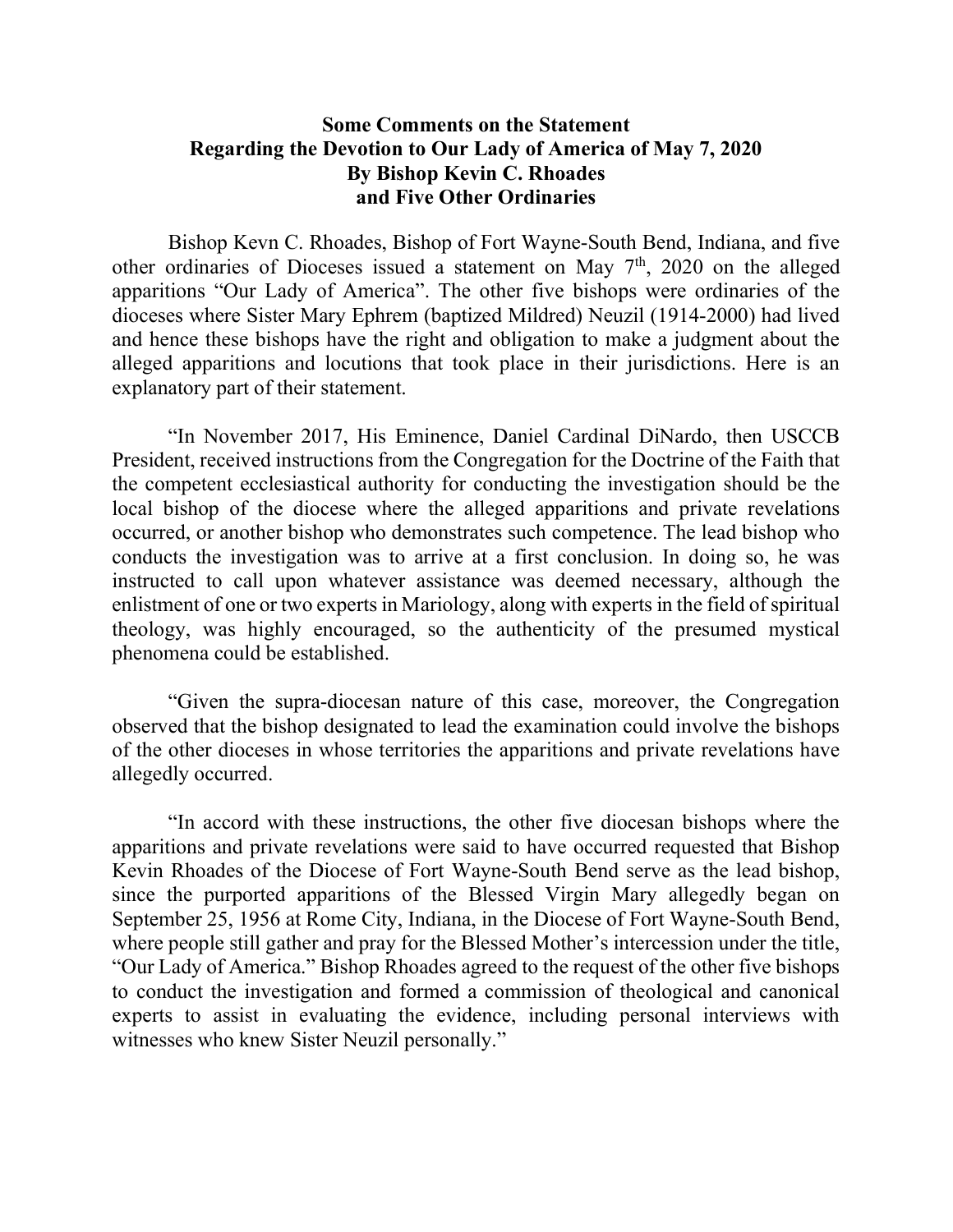# Some Comments on the Statement Regarding the Devotion to Our Lady of America of May 7, 2020 By Bishop Kevin C. Rhoades and Five Other Ordinaries

Bishop Kevn C. Rhoades, Bishop of Fort Wayne-South Bend, Indiana, and five other ordinaries of Dioceses issued a statement on May 7th, 2020 on the alleged apparitions "Our Lady of America". The other five bishops were ordinaries of the dioceses where Sister Mary Ephrem (baptized Mildred) Neuzil (1914-2000) had lived and hence these bishops have the right and obligation to make a judgment about the alleged apparitions and locutions that took place in their jurisdictions. Here is an explanatory part of their statement.

"In November 2017, His Eminence, Daniel Cardinal DiNardo, then USCCB President, received instructions from the Congregation for the Doctrine of the Faith that the competent ecclesiastical authority for conducting the investigation should be the local bishop of the diocese where the alleged apparitions and private revelations occurred, or another bishop who demonstrates such competence. The lead bishop who conducts the investigation was to arrive at a first conclusion. In doing so, he was instructed to call upon whatever assistance was deemed necessary, although the enlistment of one or two experts in Mariology, along with experts in the field of spiritual theology, was highly encouraged, so the authenticity of the presumed mystical phenomena could be established.

"Given the supra-diocesan nature of this case, moreover, the Congregation observed that the bishop designated to lead the examination could involve the bishops of the other dioceses in whose territories the apparitions and private revelations have allegedly occurred.

"In accord with these instructions, the other five diocesan bishops where the apparitions and private revelations were said to have occurred requested that Bishop Kevin Rhoades of the Diocese of Fort Wayne-South Bend serve as the lead bishop, since the purported apparitions of the Blessed Virgin Mary allegedly began on September 25, 1956 at Rome City, Indiana, in the Diocese of Fort Wayne-South Bend, where people still gather and pray for the Blessed Mother's intercession under the title, "Our Lady of America." Bishop Rhoades agreed to the request of the other five bishops to conduct the investigation and formed a commission of theological and canonical experts to assist in evaluating the evidence, including personal interviews with witnesses who knew Sister Neuzil personally."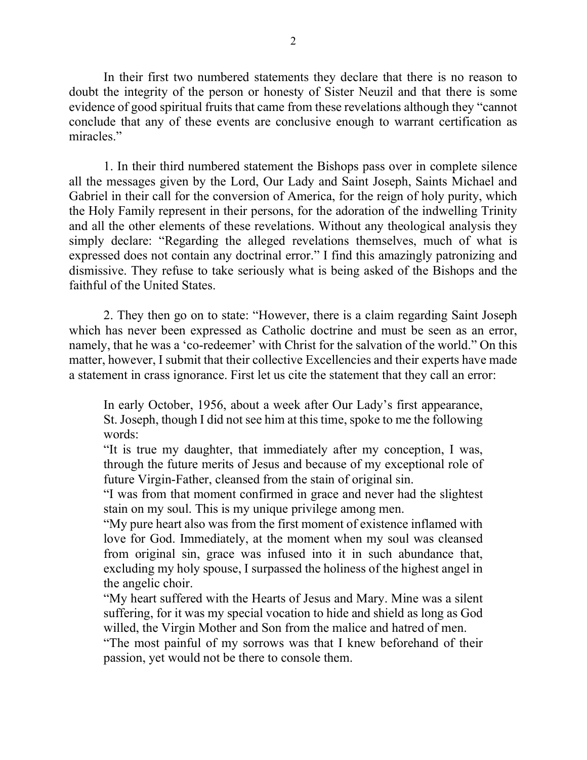In their first two numbered statements they declare that there is no reason to doubt the integrity of the person or honesty of Sister Neuzil and that there is some evidence of good spiritual fruits that came from these revelations although they "cannot conclude that any of these events are conclusive enough to warrant certification as miracles."

1. In their third numbered statement the Bishops pass over in complete silence all the messages given by the Lord, Our Lady and Saint Joseph, Saints Michael and Gabriel in their call for the conversion of America, for the reign of holy purity, which the Holy Family represent in their persons, for the adoration of the indwelling Trinity and all the other elements of these revelations. Without any theological analysis they simply declare: "Regarding the alleged revelations themselves, much of what is expressed does not contain any doctrinal error." I find this amazingly patronizing and dismissive. They refuse to take seriously what is being asked of the Bishops and the faithful of the United States.

2. They then go on to state: "However, there is a claim regarding Saint Joseph which has never been expressed as Catholic doctrine and must be seen as an error, namely, that he was a 'co-redeemer' with Christ for the salvation of the world." On this matter, however, I submit that their collective Excellencies and their experts have made a statement in crass ignorance. First let us cite the statement that they call an error:

> In early October, 1956, about a week after Our Lady's first appearance, St. Joseph, though I did not see him at this time, spoke to me the following words:
>
> "It is true my daughter, that immediately after my conception, I was, through the future merits of Jesus and because of my exceptional role of future Virgin-Father, cleansed from the stain of original sin.
>
> "I was from that moment confirmed in grace and never had the slightest stain on my soul. This is my unique privilege among men.
>
> "My pure heart also was from the first moment of existence inflamed with love for God. Immediately, at the moment when my soul was cleansed from original sin, grace was infused into it in such abundance that, excluding my holy spouse, I surpassed the holiness of the highest angel in the angelic choir.
>
> "My heart suffered with the Hearts of Jesus and Mary. Mine was a silent suffering, for it was my special vocation to hide and shield as long as God willed, the Virgin Mother and Son from the malice and hatred of men.
>
> "The most painful of my sorrows was that I knew beforehand of their passion, yet would not be there to console them.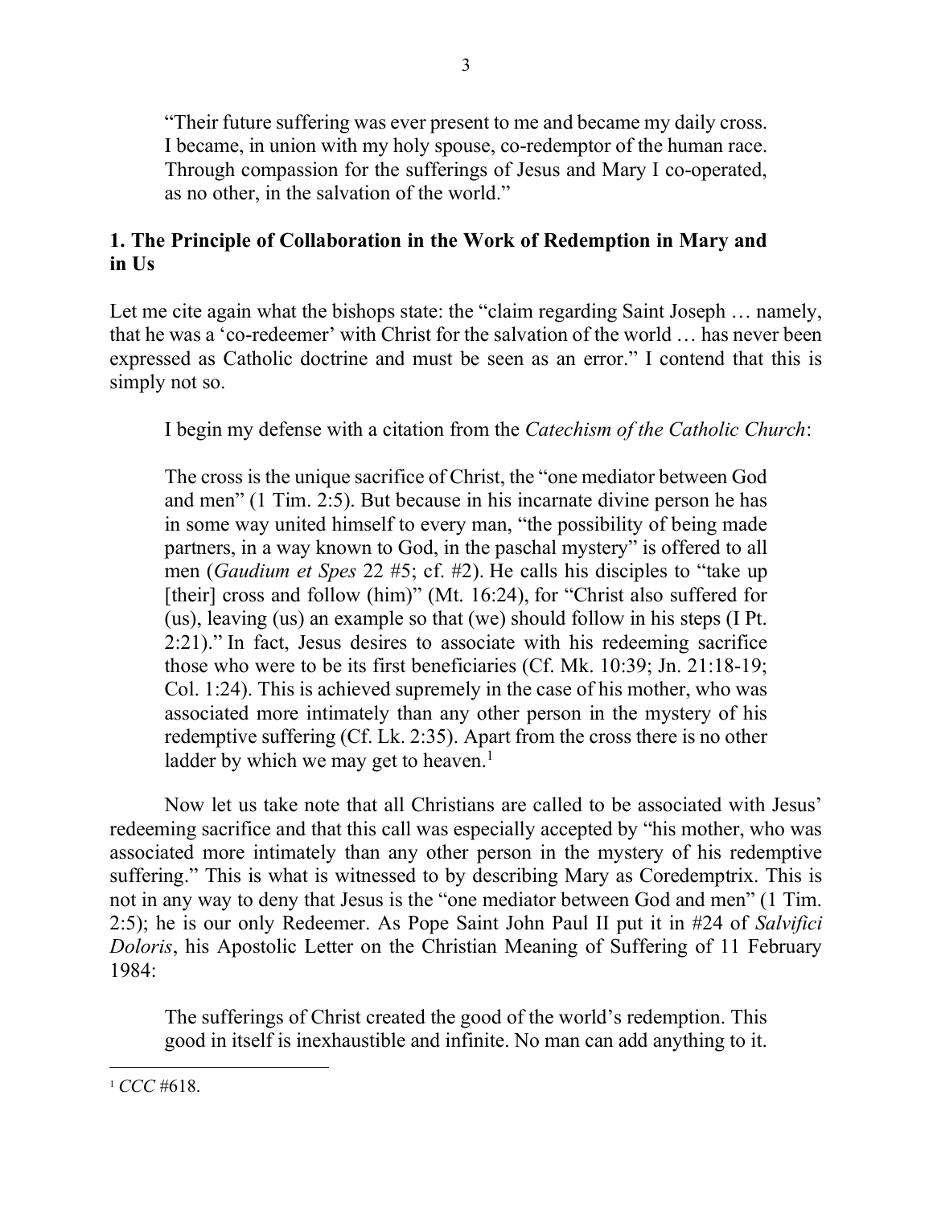> "Their future suffering was ever present to me and became my daily cross. I became, in union with my holy spouse, co-redemptor of the human race. Through compassion for the sufferings of Jesus and Mary I co-operated, as no other, in the salvation of the world."

## 1. The Principle of Collaboration in the Work of Redemption in Mary and in Us

Let me cite again what the bishops state: the "claim regarding Saint Joseph … namely, that he was a 'co-redeemer' with Christ for the salvation of the world … has never been expressed as Catholic doctrine and must be seen as an error." I contend that this is simply not so.

I begin my defense with a citation from the *Catechism of the Catholic Church*:

> The cross is the unique sacrifice of Christ, the "one mediator between God and men" (1 Tim. 2:5). But because in his incarnate divine person he has in some way united himself to every man, "the possibility of being made partners, in a way known to God, in the paschal mystery" is offered to all men (*Gaudium et Spes* 22 #5; cf. #2). He calls his disciples to "take up [their] cross and follow (him)" (Mt. 16:24), for "Christ also suffered for (us), leaving (us) an example so that (we) should follow in his steps (I Pt. 2:21)." In fact, Jesus desires to associate with his redeeming sacrifice those who were to be its first beneficiaries (Cf. Mk. 10:39; Jn. 21:18-19; Col. 1:24). This is achieved supremely in the case of his mother, who was associated more intimately than any other person in the mystery of his redemptive suffering (Cf. Lk. 2:35). Apart from the cross there is no other ladder by which we may get to heaven.[1]

Now let us take note that all Christians are called to be associated with Jesus' redeeming sacrifice and that this call was especially accepted by "his mother, who was associated more intimately than any other person in the mystery of his redemptive suffering." This is what is witnessed to by describing Mary as Coredemptrix. This is not in any way to deny that Jesus is the "one mediator between God and men" (1 Tim. 2:5); he is our only Redeemer. As Pope Saint John Paul II put it in #24 of *Salvifici Doloris*, his Apostolic Letter on the Christian Meaning of Suffering of 11 February 1984:

> The sufferings of Christ created the good of the world's redemption. This good in itself is inexhaustible and infinite. No man can add anything to it.

[1] *CCC* #618.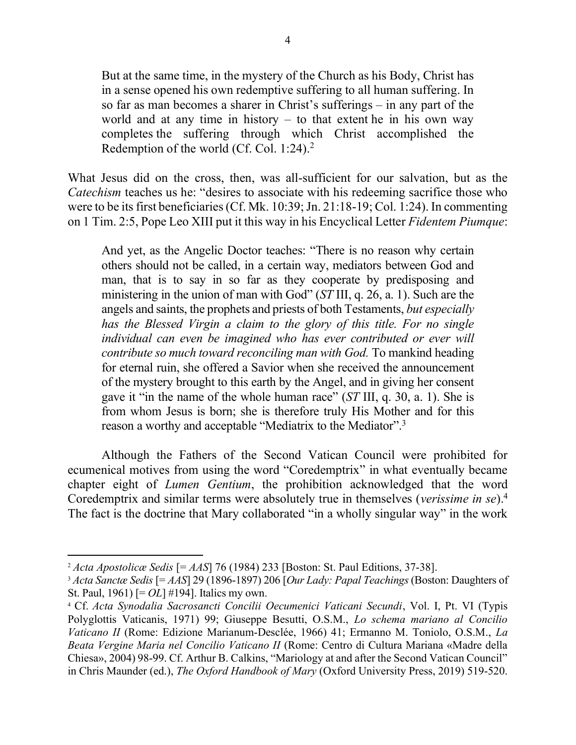> But at the same time, in the mystery of the Church as his Body, Christ has in a sense opened his own redemptive suffering to all human suffering. In so far as man becomes a sharer in Christ's sufferings – in any part of the world and at any time in history – to that extent he in his own way completes the suffering through which Christ accomplished the Redemption of the world (Cf. Col. 1:24).[2]

What Jesus did on the cross, then, was all-sufficient for our salvation, but as the *Catechism* teaches us he: "desires to associate with his redeeming sacrifice those who were to be its first beneficiaries (Cf. Mk. 10:39; Jn. 21:18-19; Col. 1:24). In commenting on 1 Tim. 2:5, Pope Leo XIII put it this way in his Encyclical Letter *Fidentem Piumque*:

> And yet, as the Angelic Doctor teaches: "There is no reason why certain others should not be called, in a certain way, mediators between God and man, that is to say in so far as they cooperate by predisposing and ministering in the union of man with God" (*ST* III, q. 26, a. 1). Such are the angels and saints, the prophets and priests of both Testaments, *but especially has the Blessed Virgin a claim to the glory of this title. For no single individual can even be imagined who has ever contributed or ever will contribute so much toward reconciling man with God.* To mankind heading for eternal ruin, she offered a Savior when she received the announcement of the mystery brought to this earth by the Angel, and in giving her consent gave it "in the name of the whole human race" (*ST* III, q. 30, a. 1). She is from whom Jesus is born; she is therefore truly His Mother and for this reason a worthy and acceptable "Mediatrix to the Mediator".[3]

Although the Fathers of the Second Vatican Council were prohibited for ecumenical motives from using the word "Coredemptrix" in what eventually became chapter eight of *Lumen Gentium*, the prohibition acknowledged that the word Coredemptrix and similar terms were absolutely true in themselves (*verissime in se*).[4] The fact is the doctrine that Mary collaborated "in a wholly singular way" in the work

---

[2] *Acta Apostolicæ Sedis* [= *AAS*] 76 (1984) 233 [Boston: St. Paul Editions, 37-38].

[3] *Acta Sanctæ Sedis* [= *AAS*] 29 (1896-1897) 206 [*Our Lady: Papal Teachings* (Boston: Daughters of St. Paul, 1961) [= *OL*] #194]. Italics my own.

[4] Cf. *Acta Synodalia Sacrosancti Concilii Oecumenici Vaticani Secundi*, Vol. I, Pt. VI (Typis Polyglottis Vaticanis, 1971) 99; Giuseppe Besutti, O.S.M., *Lo schema mariano al Concilio Vaticano II* (Rome: Edizione Marianum-Desclée, 1966) 41; Ermanno M. Toniolo, O.S.M., *La Beata Vergine Maria nel Concilio Vaticano II* (Rome: Centro di Cultura Mariana «Madre della Chiesa», 2004) 98-99. Cf. Arthur B. Calkins, "Mariology at and after the Second Vatican Council" in Chris Maunder (ed.), *The Oxford Handbook of Mary* (Oxford University Press, 2019) 519-520.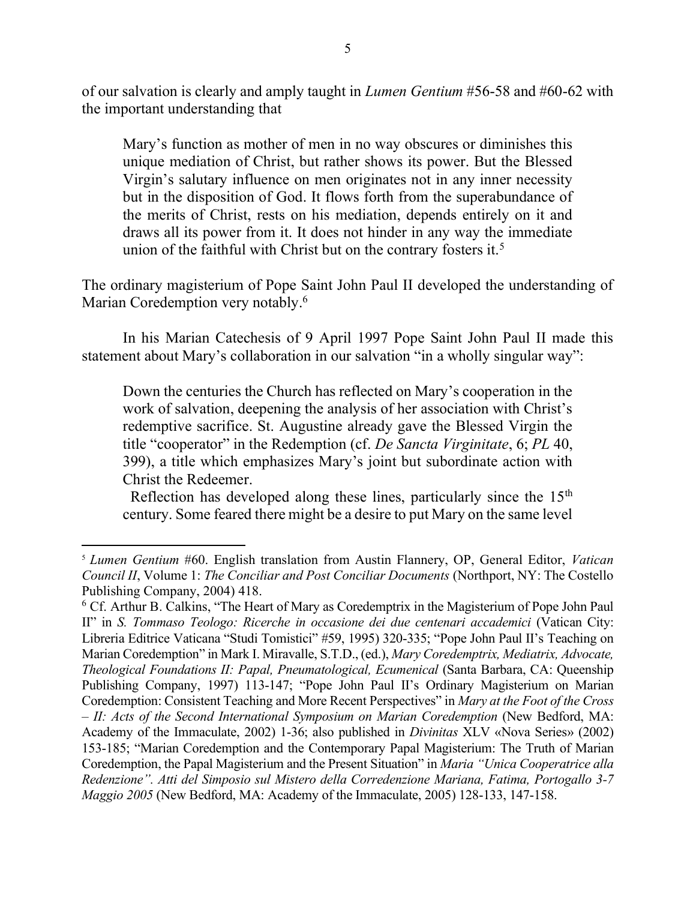of our salvation is clearly and amply taught in *Lumen Gentium* #56-58 and #60-62 with the important understanding that

> Mary's function as mother of men in no way obscures or diminishes this unique mediation of Christ, but rather shows its power. But the Blessed Virgin's salutary influence on men originates not in any inner necessity but in the disposition of God. It flows forth from the superabundance of the merits of Christ, rests on his mediation, depends entirely on it and draws all its power from it. It does not hinder in any way the immediate union of the faithful with Christ but on the contrary fosters it.[5]

The ordinary magisterium of Pope Saint John Paul II developed the understanding of Marian Coredemption very notably.[6]

In his Marian Catechesis of 9 April 1997 Pope Saint John Paul II made this statement about Mary's collaboration in our salvation "in a wholly singular way":

> Down the centuries the Church has reflected on Mary's cooperation in the work of salvation, deepening the analysis of her association with Christ's redemptive sacrifice. St. Augustine already gave the Blessed Virgin the title "cooperator" in the Redemption (cf. *De Sancta Virginitate*, 6; *PL* 40, 399), a title which emphasizes Mary's joint but subordinate action with Christ the Redeemer.
>
> Reflection has developed along these lines, particularly since the 15th century. Some feared there might be a desire to put Mary on the same level

---

[5] *Lumen Gentium* #60. English translation from Austin Flannery, OP, General Editor, *Vatican Council II*, Volume 1: *The Conciliar and Post Conciliar Documents* (Northport, NY: The Costello Publishing Company, 2004) 418.

[6] Cf. Arthur B. Calkins, "The Heart of Mary as Coredemptrix in the Magisterium of Pope John Paul II" in *S. Tommaso Teologo: Ricerche in occasione dei due centenari accademici* (Vatican City: Libreria Editrice Vaticana "Studi Tomistici" #59, 1995) 320-335; "Pope John Paul II's Teaching on Marian Coredemption" in Mark I. Miravalle, S.T.D., (ed.), *Mary Coredemptrix, Mediatrix, Advocate, Theological Foundations II: Papal, Pneumatological, Ecumenical* (Santa Barbara, CA: Queenship Publishing Company, 1997) 113-147; "Pope John Paul II's Ordinary Magisterium on Marian Coredemption: Consistent Teaching and More Recent Perspectives" in *Mary at the Foot of the Cross – II: Acts of the Second International Symposium on Marian Coredemption* (New Bedford, MA: Academy of the Immaculate, 2002) 1-36; also published in *Divinitas* XLV «Nova Series» (2002) 153-185; "Marian Coredemption and the Contemporary Papal Magisterium: The Truth of Marian Coredemption, the Papal Magisterium and the Present Situation" in *Maria "Unica Cooperatrice alla Redenzione". Atti del Simposio sul Mistero della Corredenzione Mariana, Fatima, Portogallo 3-7 Maggio 2005* (New Bedford, MA: Academy of the Immaculate, 2005) 128-133, 147-158.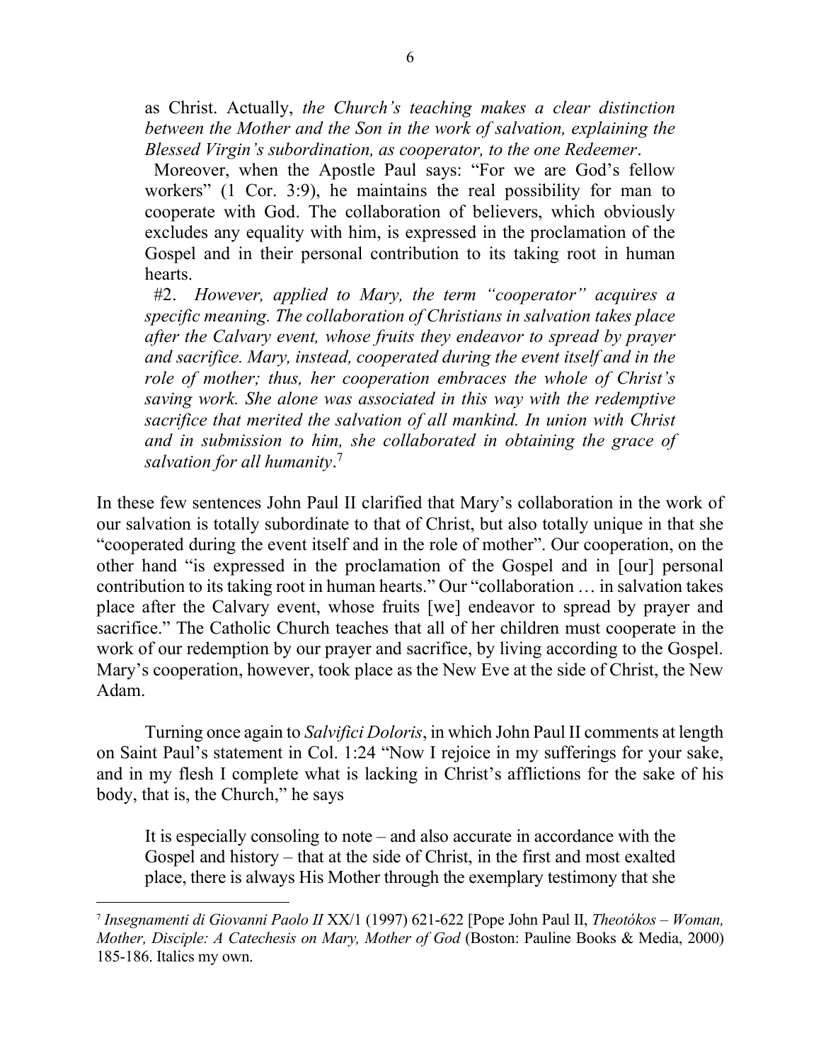> as Christ. Actually, *the Church's teaching makes a clear distinction between the Mother and the Son in the work of salvation, explaining the Blessed Virgin's subordination, as cooperator, to the one Redeemer*.
>
> Moreover, when the Apostle Paul says: "For we are God's fellow workers" (1 Cor. 3:9), he maintains the real possibility for man to cooperate with God. The collaboration of believers, which obviously excludes any equality with him, is expressed in the proclamation of the Gospel and in their personal contribution to its taking root in human hearts.
>
> #2. *However, applied to Mary, the term "cooperator" acquires a specific meaning. The collaboration of Christians in salvation takes place after the Calvary event, whose fruits they endeavor to spread by prayer and sacrifice. Mary, instead, cooperated during the event itself and in the role of mother; thus, her cooperation embraces the whole of Christ's saving work. She alone was associated in this way with the redemptive sacrifice that merited the salvation of all mankind. In union with Christ and in submission to him, she collaborated in obtaining the grace of salvation for all humanity*.[7]

In these few sentences John Paul II clarified that Mary's collaboration in the work of our salvation is totally subordinate to that of Christ, but also totally unique in that she "cooperated during the event itself and in the role of mother". Our cooperation, on the other hand "is expressed in the proclamation of the Gospel and in [our] personal contribution to its taking root in human hearts." Our "collaboration … in salvation takes place after the Calvary event, whose fruits [we] endeavor to spread by prayer and sacrifice." The Catholic Church teaches that all of her children must cooperate in the work of our redemption by our prayer and sacrifice, by living according to the Gospel. Mary's cooperation, however, took place as the New Eve at the side of Christ, the New Adam.

Turning once again to *Salvifici Doloris*, in which John Paul II comments at length on Saint Paul's statement in Col. 1:24 "Now I rejoice in my sufferings for your sake, and in my flesh I complete what is lacking in Christ's afflictions for the sake of his body, that is, the Church," he says

> It is especially consoling to note – and also accurate in accordance with the Gospel and history – that at the side of Christ, in the first and most exalted place, there is always His Mother through the exemplary testimony that she

---

[7] *Insegnamenti di Giovanni Paolo II* XX/1 (1997) 621-622 [Pope John Paul II, *Theotókos – Woman, Mother, Disciple: A Catechesis on Mary, Mother of God* (Boston: Pauline Books & Media, 2000) 185-186. Italics my own.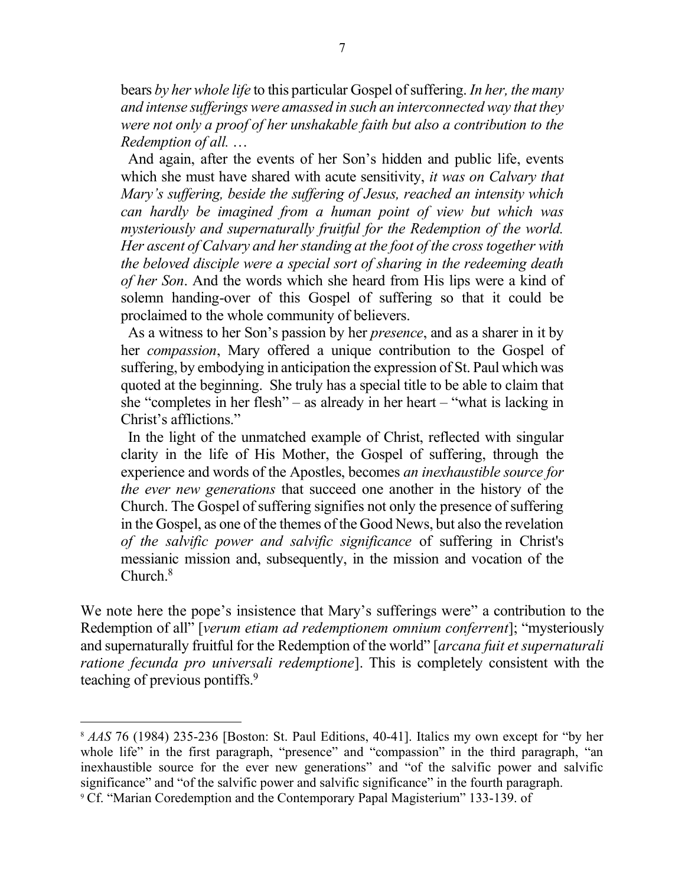bears *by her whole life* to this particular Gospel of suffering. *In her, the many and intense sufferings were amassed in such an interconnected way that they were not only a proof of her unshakable faith but also a contribution to the Redemption of all.* …

And again, after the events of her Son's hidden and public life, events which she must have shared with acute sensitivity, *it was on Calvary that Mary's suffering, beside the suffering of Jesus, reached an intensity which can hardly be imagined from a human point of view but which was mysteriously and supernaturally fruitful for the Redemption of the world. Her ascent of Calvary and her standing at the foot of the cross together with the beloved disciple were a special sort of sharing in the redeeming death of her Son*. And the words which she heard from His lips were a kind of solemn handing-over of this Gospel of suffering so that it could be proclaimed to the whole community of believers.

As a witness to her Son's passion by her *presence*, and as a sharer in it by her *compassion*, Mary offered a unique contribution to the Gospel of suffering, by embodying in anticipation the expression of St. Paul which was quoted at the beginning. She truly has a special title to be able to claim that she "completes in her flesh" – as already in her heart – "what is lacking in Christ's afflictions."

In the light of the unmatched example of Christ, reflected with singular clarity in the life of His Mother, the Gospel of suffering, through the experience and words of the Apostles, becomes *an inexhaustible source for the ever new generations* that succeed one another in the history of the Church. The Gospel of suffering signifies not only the presence of suffering in the Gospel, as one of the themes of the Good News, but also the revelation *of the salvific power and salvific significance* of suffering in Christ's messianic mission and, subsequently, in the mission and vocation of the Church.[8]

We note here the pope's insistence that Mary's sufferings were" a contribution to the Redemption of all" [*verum etiam ad redemptionem omnium conferrent*]; "mysteriously and supernaturally fruitful for the Redemption of the world" [*arcana fuit et supernaturali ratione fecunda pro universali redemptione*]. This is completely consistent with the teaching of previous pontiffs.[9]

---

[8] *AAS* 76 (1984) 235-236 [Boston: St. Paul Editions, 40-41]. Italics my own except for "by her whole life" in the first paragraph, "presence" and "compassion" in the third paragraph, "an inexhaustible source for the ever new generations" and "of the salvific power and salvific significance" and "of the salvific power and salvific significance" in the fourth paragraph.

[9] Cf. "Marian Coredemption and the Contemporary Papal Magisterium" 133-139. of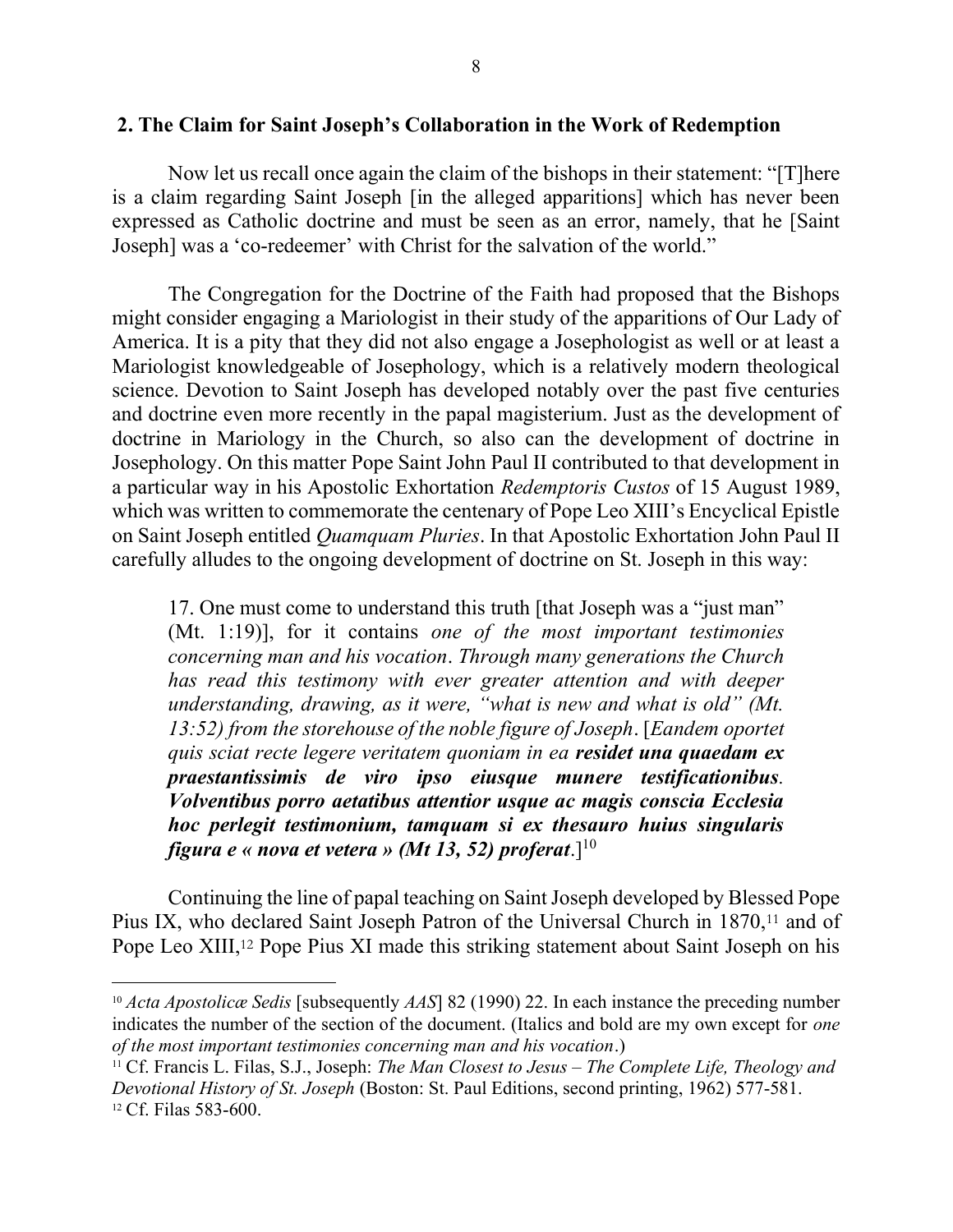## 2. The Claim for Saint Joseph's Collaboration in the Work of Redemption

Now let us recall once again the claim of the bishops in their statement: "[T]here is a claim regarding Saint Joseph [in the alleged apparitions] which has never been expressed as Catholic doctrine and must be seen as an error, namely, that he [Saint Joseph] was a 'co-redeemer' with Christ for the salvation of the world."

The Congregation for the Doctrine of the Faith had proposed that the Bishops might consider engaging a Mariologist in their study of the apparitions of Our Lady of America. It is a pity that they did not also engage a Josephologist as well or at least a Mariologist knowledgeable of Josephology, which is a relatively modern theological science. Devotion to Saint Joseph has developed notably over the past five centuries and doctrine even more recently in the papal magisterium. Just as the development of doctrine in Mariology in the Church, so also can the development of doctrine in Josephology. On this matter Pope Saint John Paul II contributed to that development in a particular way in his Apostolic Exhortation *Redemptoris Custos* of 15 August 1989, which was written to commemorate the centenary of Pope Leo XIII's Encyclical Epistle on Saint Joseph entitled *Quamquam Pluries*. In that Apostolic Exhortation John Paul II carefully alludes to the ongoing development of doctrine on St. Joseph in this way:

> 17. One must come to understand this truth [that Joseph was a "just man" (Mt. 1:19)], for it contains *one of the most important testimonies concerning man and his vocation*. *Through many generations the Church has read this testimony with ever greater attention and with deeper understanding, drawing, as it were, "what is new and what is old" (Mt. 13:52) from the storehouse of the noble figure of Joseph*. [*Eandem oportet quis sciat recte legere veritatem quoniam in ea* ***residet una quaedam ex praestantissimis de viro ipso eiusque munere testificationibus***. ***Volventibus porro aetatibus attentior usque ac magis conscia Ecclesia hoc perlegit testimonium, tamquam si ex thesauro huius singularis figura e « nova et vetera » (Mt 13, 52) proferat***.][10]

Continuing the line of papal teaching on Saint Joseph developed by Blessed Pope Pius IX, who declared Saint Joseph Patron of the Universal Church in 1870,[11] and of Pope Leo XIII,[12] Pope Pius XI made this striking statement about Saint Joseph on his

---

[10] *Acta Apostolicæ Sedis* [subsequently *AAS*] 82 (1990) 22. In each instance the preceding number indicates the number of the section of the document. (Italics and bold are my own except for *one of the most important testimonies concerning man and his vocation*.)

[11] Cf. Francis L. Filas, S.J., Joseph: *The Man Closest to Jesus – The Complete Life, Theology and Devotional History of St. Joseph* (Boston: St. Paul Editions, second printing, 1962) 577-581.

[12] Cf. Filas 583-600.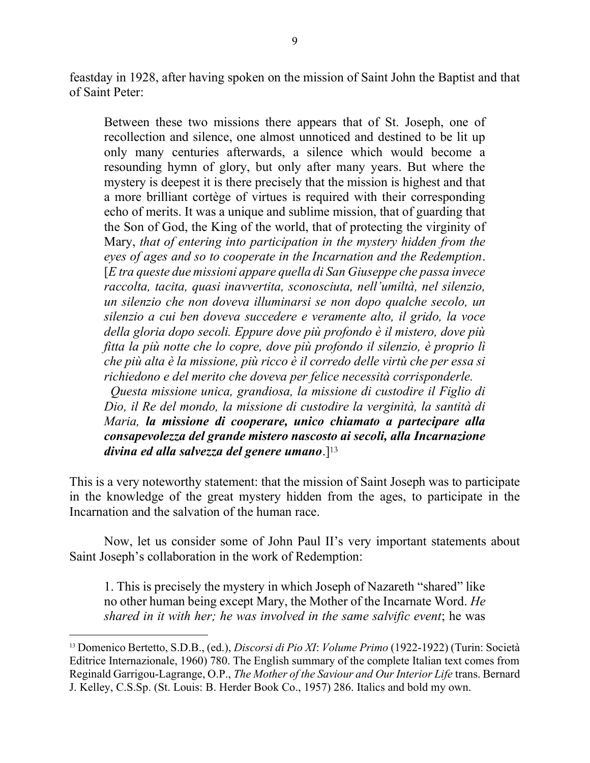feastday in 1928, after having spoken on the mission of Saint John the Baptist and that of Saint Peter:

> Between these two missions there appears that of St. Joseph, one of recollection and silence, one almost unnoticed and destined to be lit up only many centuries afterwards, a silence which would become a resounding hymn of glory, but only after many years. But where the mystery is deepest it is there precisely that the mission is highest and that a more brilliant cortège of virtues is required with their corresponding echo of merits. It was a unique and sublime mission, that of guarding that the Son of God, the King of the world, that of protecting the virginity of Mary, *that of entering into participation in the mystery hidden from the eyes of ages and so to cooperate in the Incarnation and the Redemption*. [*E tra queste due missioni appare quella di San Giuseppe che passa invece raccolta, tacita, quasi inavvertita, sconosciuta, nell'umiltà, nel silenzio, un silenzio che non doveva illuminarsi se non dopo qualche secolo, un silenzio a cui ben doveva succedere e veramente alto, il grido, la voce della gloria dopo secoli. Eppure dove più profondo è il mistero, dove più fitta la più notte che lo copre, dove più profondo il silenzio, è proprio lì che più alta è la missione, più ricco è il corredo delle virtù che per essa si richiedono e del merito che doveva per felice necessità corrisponderle.*
>
> *Questa missione unica, grandiosa, la missione di custodire il Figlio di Dio, il Re del mondo, la missione di custodire la verginità, la santità di Maria,* ***la missione di cooperare, unico chiamato a partecipare alla consapevolezza del grande mistero nascosto ai secoli, alla Incarnazione divina ed alla salvezza del genere umano***.][13]

This is a very noteworthy statement: that the mission of Saint Joseph was to participate in the knowledge of the great mystery hidden from the ages, to participate in the Incarnation and the salvation of the human race.

Now, let us consider some of John Paul II's very important statements about Saint Joseph's collaboration in the work of Redemption:

> 1. This is precisely the mystery in which Joseph of Nazareth "shared" like no other human being except Mary, the Mother of the Incarnate Word. *He shared in it with her; he was involved in the same salvific event*; he was

[13] Domenico Bertetto, S.D.B., (ed.), *Discorsi di Pio XI*: *Volume Primo* (1922-1922) (Turin: Società Editrice Internazionale, 1960) 780. The English summary of the complete Italian text comes from Reginald Garrigou-Lagrange, O.P., *The Mother of the Saviour and Our Interior Life* trans. Bernard J. Kelley, C.S.Sp. (St. Louis: B. Herder Book Co., 1957) 286. Italics and bold my own.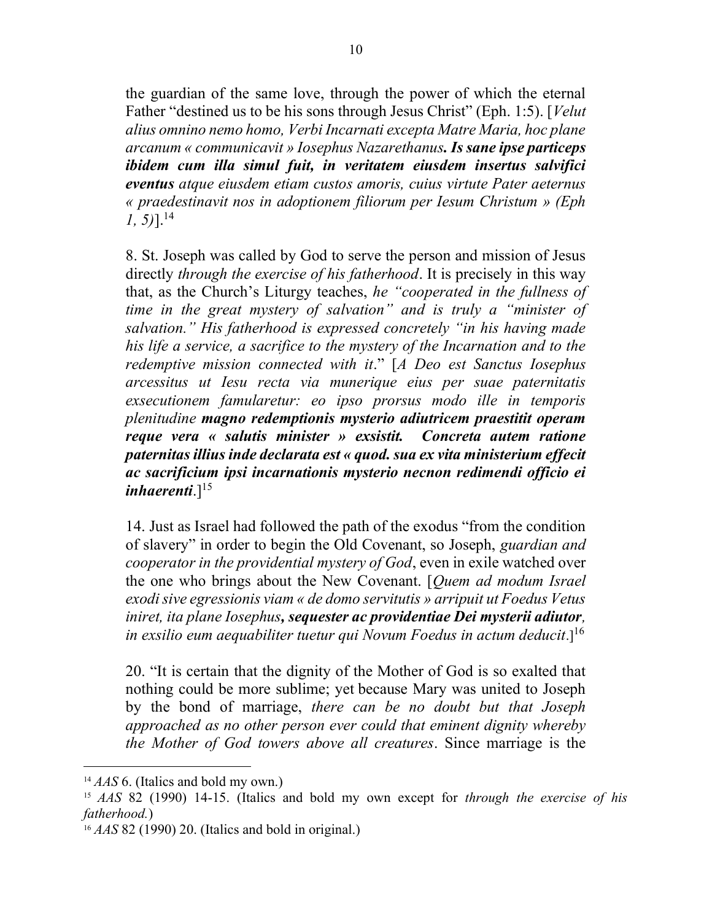the guardian of the same love, through the power of which the eternal Father "destined us to be his sons through Jesus Christ" (Eph. 1:5). [*Velut alius omnino nemo homo, Verbi Incarnati excepta Matre Maria, hoc plane arcanum « communicavit » Iosephus Nazarethanus. **Is sane ipse particeps ibidem cum illa simul fuit, in veritatem eiusdem insertus salvifici eventus** atque eiusdem etiam custos amoris, cuius virtute Pater aeternus « praedestinavit nos in adoptionem filiorum per Iesum Christum » (Eph 1, 5)*].[14]

8. St. Joseph was called by God to serve the person and mission of Jesus directly *through the exercise of his fatherhood*. It is precisely in this way that, as the Church's Liturgy teaches, *he "cooperated in the fullness of time in the great mystery of salvation" and is truly a "minister of salvation." His fatherhood is expressed concretely "in his having made his life a service, a sacrifice to the mystery of the Incarnation and to the redemptive mission connected with it*." [*A Deo est Sanctus Iosephus arcessitus ut Iesu recta via munerique eius per suae paternitatis exsecutionem famularetur: eo ipso prorsus modo ille in temporis plenitudine **magno redemptionis mysterio adiutricem praestitit operam reque vera « salutis minister » exsistit. Concreta autem ratione paternitas illius inde declarata est « quod. sua ex vita ministerium effecit ac sacrificium ipsi incarnationis mysterio necnon redimendi officio ei inhaerenti***.][15]

14. Just as Israel had followed the path of the exodus "from the condition of slavery" in order to begin the Old Covenant, so Joseph, *guardian and cooperator in the providential mystery of God*, even in exile watched over the one who brings about the New Covenant. [*Quem ad modum Israel exodi sive egressionis viam « de domo servitutis » arripuit ut Foedus Vetus iniret, ita plane Iosephus**, sequester ac providentiae Dei mysterii adiutor**, in exsilio eum aequabiliter tuetur qui Novum Foedus in actum deducit*.][16]

20. "It is certain that the dignity of the Mother of God is so exalted that nothing could be more sublime; yet because Mary was united to Joseph by the bond of marriage, *there can be no doubt but that Joseph approached as no other person ever could that eminent dignity whereby the Mother of God towers above all creatures*. Since marriage is the

---

[14] *AAS* 6. (Italics and bold my own.)

[15] *AAS* 82 (1990) 14-15. (Italics and bold my own except for *through the exercise of his fatherhood.*)

[16] *AAS* 82 (1990) 20. (Italics and bold in original.)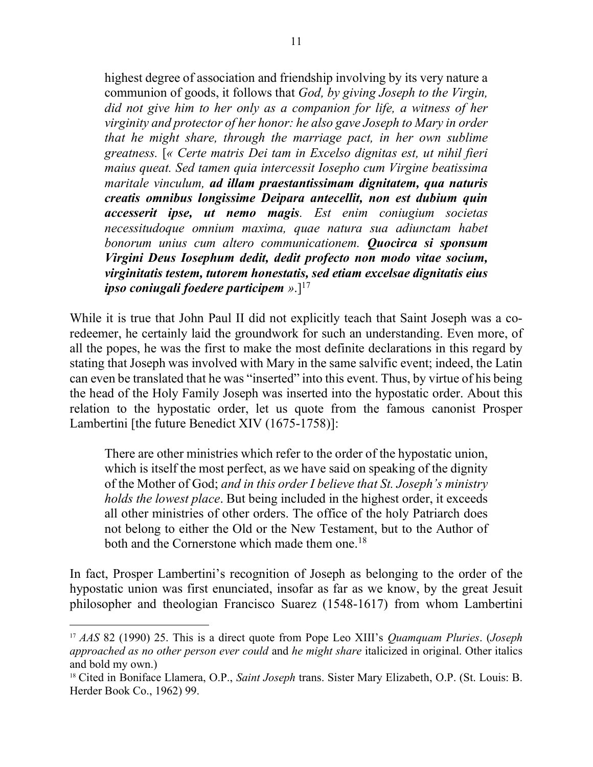> highest degree of association and friendship involving by its very nature a communion of goods, it follows that *God, by giving Joseph to the Virgin, did not give him to her only as a companion for life, a witness of her virginity and protector of her honor: he also gave Joseph to Mary in order that he might share, through the marriage pact, in her own sublime greatness.* [*« Certe matris Dei tam in Excelso dignitas est, ut nihil fieri maius queat. Sed tamen quia intercessit Iosepho cum Virgine beatissima maritale vinculum,* ***ad illam praestantissimam dignitatem, qua naturis creatis omnibus longissime Deipara antecellit, non est dubium quin accesserit ipse, ut nemo magis****. Est enim coniugium societas necessitudoque omnium maxima, quae natura sua adiunctam habet bonorum unius cum altero communicationem.* ***Quocirca si sponsum Virgini Deus Iosephum dedit, dedit profecto non modo vitae socium, virginitatis testem, tutorem honestatis, sed etiam excelsae dignitatis eius ipso coniugali foedere participem*** *»*.][17]

While it is true that John Paul II did not explicitly teach that Saint Joseph was a co-redeemer, he certainly laid the groundwork for such an understanding. Even more, of all the popes, he was the first to make the most definite declarations in this regard by stating that Joseph was involved with Mary in the same salvific event; indeed, the Latin can even be translated that he was "inserted" into this event. Thus, by virtue of his being the head of the Holy Family Joseph was inserted into the hypostatic order. About this relation to the hypostatic order, let us quote from the famous canonist Prosper Lambertini [the future Benedict XIV (1675-1758)]:

> There are other ministries which refer to the order of the hypostatic union, which is itself the most perfect, as we have said on speaking of the dignity of the Mother of God; *and in this order I believe that St. Joseph's ministry holds the lowest place*. But being included in the highest order, it exceeds all other ministries of other orders. The office of the holy Patriarch does not belong to either the Old or the New Testament, but to the Author of both and the Cornerstone which made them one.[18]

In fact, Prosper Lambertini's recognition of Joseph as belonging to the order of the hypostatic union was first enunciated, insofar as far as we know, by the great Jesuit philosopher and theologian Francisco Suarez (1548-1617) from whom Lambertini

---

[17] *AAS* 82 (1990) 25. This is a direct quote from Pope Leo XIII's *Quamquam Pluries*. (*Joseph approached as no other person ever could* and *he might share* italicized in original. Other italics and bold my own.)

[18] Cited in Boniface Llamera, O.P., *Saint Joseph* trans. Sister Mary Elizabeth, O.P. (St. Louis: B. Herder Book Co., 1962) 99.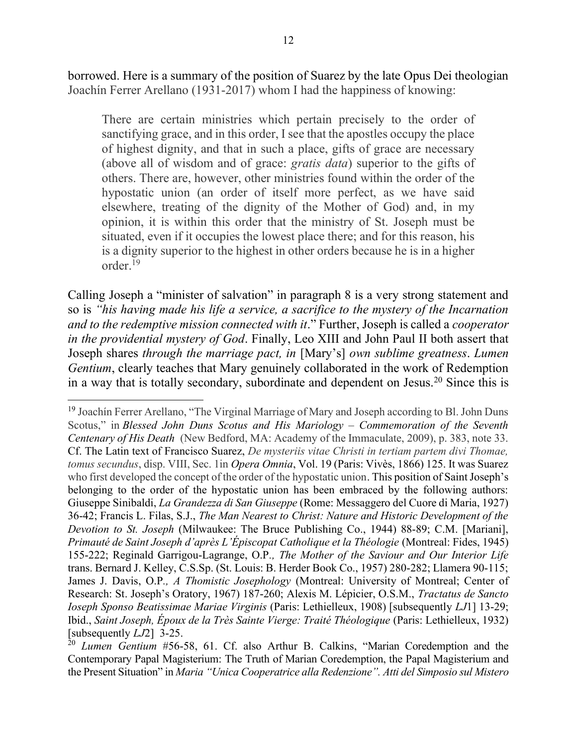borrowed. Here is a summary of the position of Suarez by the late Opus Dei theologian Joachín Ferrer Arellano (1931-2017) whom I had the happiness of knowing:

> There are certain ministries which pertain precisely to the order of sanctifying grace, and in this order, I see that the apostles occupy the place of highest dignity, and that in such a place, gifts of grace are necessary (above all of wisdom and of grace: *gratis data*) superior to the gifts of others. There are, however, other ministries found within the order of the hypostatic union (an order of itself more perfect, as we have said elsewhere, treating of the dignity of the Mother of God) and, in my opinion, it is within this order that the ministry of St. Joseph must be situated, even if it occupies the lowest place there; and for this reason, his is a dignity superior to the highest in other orders because he is in a higher order.[19]

Calling Joseph a "minister of salvation" in paragraph 8 is a very strong statement and so is *"his having made his life a service, a sacrifice to the mystery of the Incarnation and to the redemptive mission connected with it*." Further, Joseph is called a *cooperator in the providential mystery of God*. Finally, Leo XIII and John Paul II both assert that Joseph shares *through the marriage pact, in* [Mary's] *own sublime greatness*. *Lumen Gentium*, clearly teaches that Mary genuinely collaborated in the work of Redemption in a way that is totally secondary, subordinate and dependent on Jesus.[20] Since this is

---

[19] Joachín Ferrer Arellano, "The Virginal Marriage of Mary and Joseph according to Bl. John Duns Scotus," in *Blessed John Duns Scotus and His Mariology – Commemoration of the Seventh Centenary of His Death* (New Bedford, MA: Academy of the Immaculate, 2009), p. 383, note 33. Cf. The Latin text of Francisco Suarez, *De mysteriis vitae Christi in tertiam partem divi Thomae, tomus secundus*, disp. VIII, Sec. 1in *Opera Omnia*, Vol. 19 (Paris: Vivès, 1866) 125. It was Suarez who first developed the concept of the order of the hypostatic union. This position of Saint Joseph's belonging to the order of the hypostatic union has been embraced by the following authors: Giuseppe Sinibaldi, *La Grandezza di San Giuseppe* (Rome: Messaggero del Cuore di Maria, 1927) 36-42; Francis L. Filas, S.J., *The Man Nearest to Christ: Nature and Historic Development of the Devotion to St. Joseph* (Milwaukee: The Bruce Publishing Co., 1944) 88-89; C.M. [Mariani], *Primauté de Saint Joseph d'après L'Épiscopat Catholique et la Théologie* (Montreal: Fides, 1945) 155-222; Reginald Garrigou-Lagrange, O.P*., The Mother of the Saviour and Our Interior Life* trans. Bernard J. Kelley, C.S.Sp. (St. Louis: B. Herder Book Co., 1957) 280-282; Llamera 90-115; James J. Davis, O.P*., A Thomistic Josephology* (Montreal: University of Montreal; Center of Research: St. Joseph's Oratory, 1967) 187-260; Alexis M. Lépicier, O.S.M., *Tractatus de Sancto Ioseph Sponso Beatissimae Mariae Virginis* (Paris: Lethielleux, 1908) [subsequently *LJ*1] 13-29; Ibid., *Saint Joseph, Époux de la Très Sainte Vierge: Traité Théologique* (Paris: Lethielleux, 1932) [subsequently *LJ*2] 3-25.

[20] *Lumen Gentium* #56-58, 61. Cf. also Arthur B. Calkins, "Marian Coredemption and the Contemporary Papal Magisterium: The Truth of Marian Coredemption, the Papal Magisterium and the Present Situation" in *Maria "Unica Cooperatrice alla Redenzione". Atti del Simposio sul Mistero*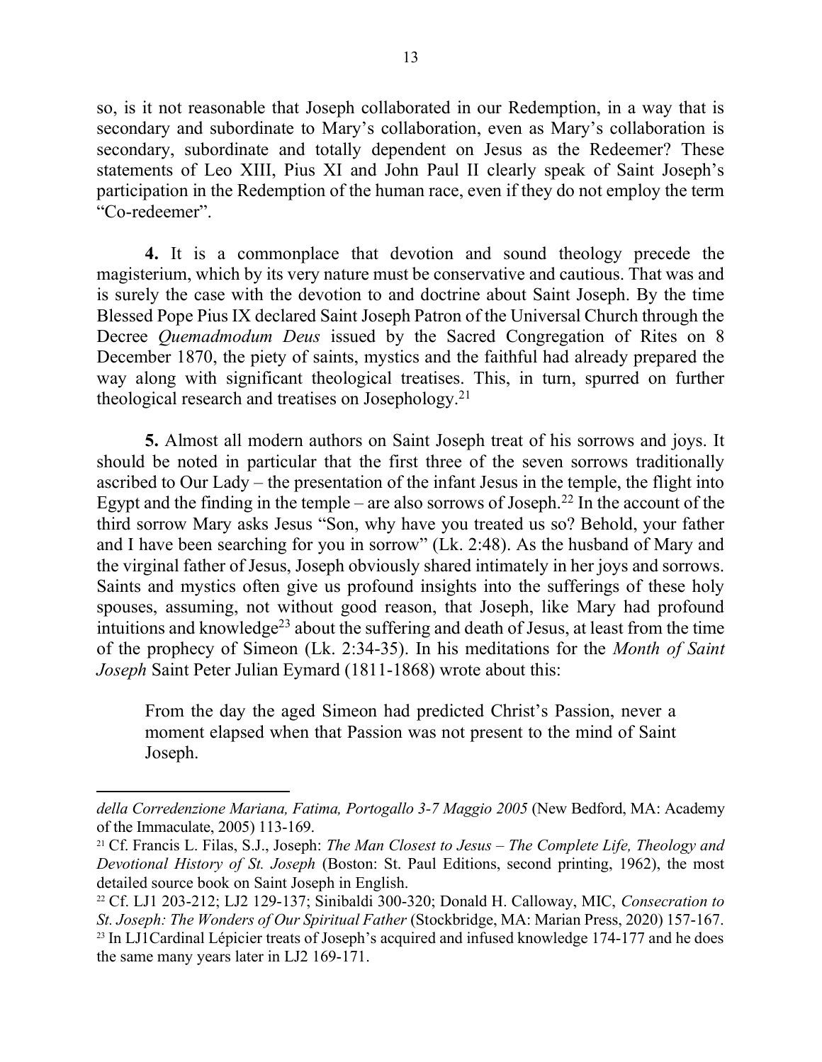so, is it not reasonable that Joseph collaborated in our Redemption, in a way that is secondary and subordinate to Mary's collaboration, even as Mary's collaboration is secondary, subordinate and totally dependent on Jesus as the Redeemer? These statements of Leo XIII, Pius XI and John Paul II clearly speak of Saint Joseph's participation in the Redemption of the human race, even if they do not employ the term "Co-redeemer".

**4.** It is a commonplace that devotion and sound theology precede the magisterium, which by its very nature must be conservative and cautious. That was and is surely the case with the devotion to and doctrine about Saint Joseph. By the time Blessed Pope Pius IX declared Saint Joseph Patron of the Universal Church through the Decree *Quemadmodum Deus* issued by the Sacred Congregation of Rites on 8 December 1870, the piety of saints, mystics and the faithful had already prepared the way along with significant theological treatises. This, in turn, spurred on further theological research and treatises on Josephology.[21]

**5.** Almost all modern authors on Saint Joseph treat of his sorrows and joys. It should be noted in particular that the first three of the seven sorrows traditionally ascribed to Our Lady – the presentation of the infant Jesus in the temple, the flight into Egypt and the finding in the temple – are also sorrows of Joseph.[22] In the account of the third sorrow Mary asks Jesus "Son, why have you treated us so? Behold, your father and I have been searching for you in sorrow" (Lk. 2:48). As the husband of Mary and the virginal father of Jesus, Joseph obviously shared intimately in her joys and sorrows. Saints and mystics often give us profound insights into the sufferings of these holy spouses, assuming, not without good reason, that Joseph, like Mary had profound intuitions and knowledge[23] about the suffering and death of Jesus, at least from the time of the prophecy of Simeon (Lk. 2:34-35). In his meditations for the *Month of Saint Joseph* Saint Peter Julian Eymard (1811-1868) wrote about this:

> From the day the aged Simeon had predicted Christ's Passion, never a moment elapsed when that Passion was not present to the mind of Saint Joseph.

---

*della Corredenzione Mariana, Fatima, Portogallo 3-7 Maggio 2005* (New Bedford, MA: Academy of the Immaculate, 2005) 113-169.

[21] Cf. Francis L. Filas, S.J., Joseph: *The Man Closest to Jesus – The Complete Life, Theology and Devotional History of St. Joseph* (Boston: St. Paul Editions, second printing, 1962), the most detailed source book on Saint Joseph in English.

[22] Cf. LJ1 203-212; LJ2 129-137; Sinibaldi 300-320; Donald H. Calloway, MIC, *Consecration to St. Joseph: The Wonders of Our Spiritual Father* (Stockbridge, MA: Marian Press, 2020) 157-167.

[23] In LJ1Cardinal Lépicier treats of Joseph's acquired and infused knowledge 174-177 and he does the same many years later in LJ2 169-171.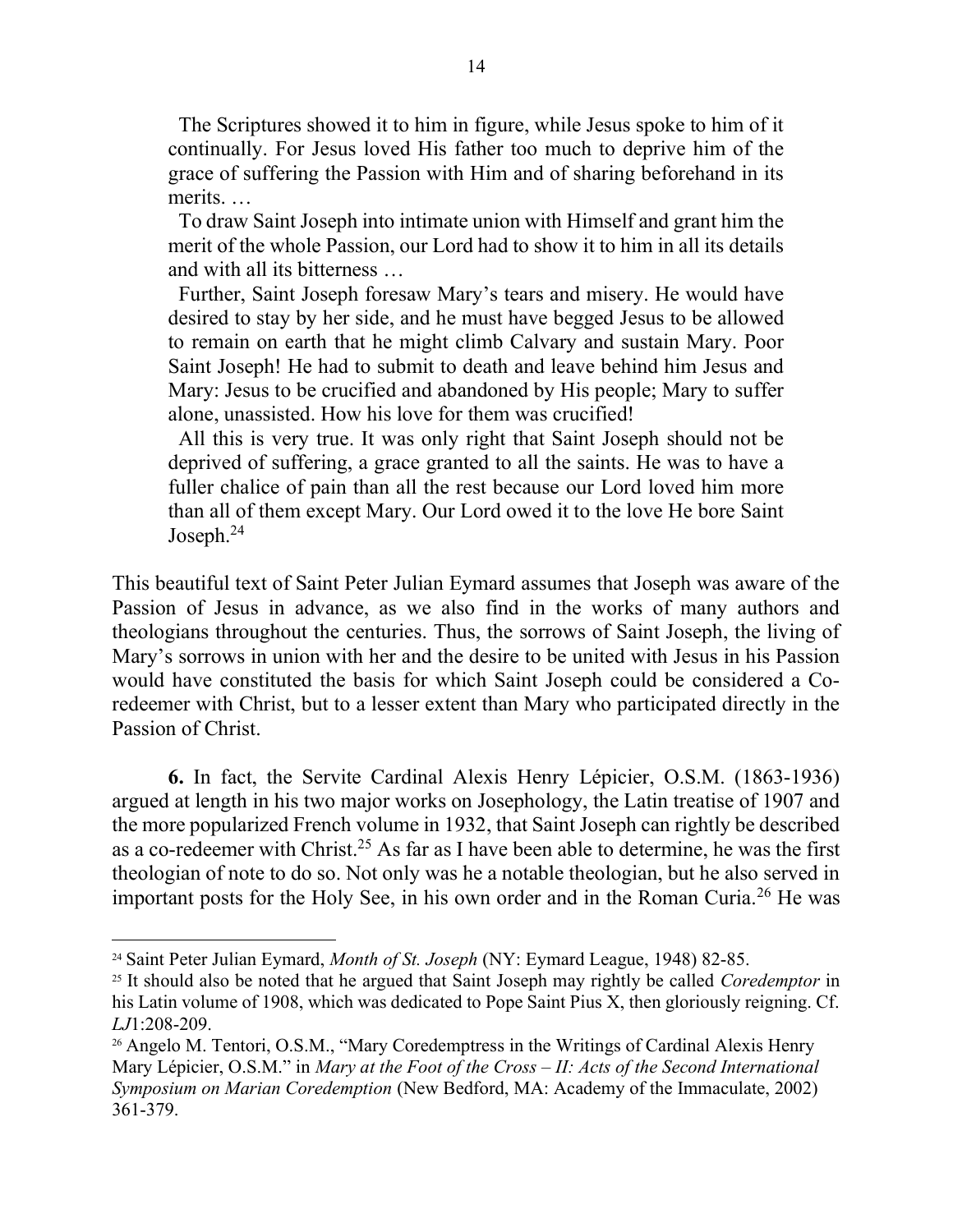> The Scriptures showed it to him in figure, while Jesus spoke to him of it continually. For Jesus loved His father too much to deprive him of the grace of suffering the Passion with Him and of sharing beforehand in its merits. …
>
> To draw Saint Joseph into intimate union with Himself and grant him the merit of the whole Passion, our Lord had to show it to him in all its details and with all its bitterness …
>
> Further, Saint Joseph foresaw Mary's tears and misery. He would have desired to stay by her side, and he must have begged Jesus to be allowed to remain on earth that he might climb Calvary and sustain Mary. Poor Saint Joseph! He had to submit to death and leave behind him Jesus and Mary: Jesus to be crucified and abandoned by His people; Mary to suffer alone, unassisted. How his love for them was crucified!
>
> All this is very true. It was only right that Saint Joseph should not be deprived of suffering, a grace granted to all the saints. He was to have a fuller chalice of pain than all the rest because our Lord loved him more than all of them except Mary. Our Lord owed it to the love He bore Saint Joseph.[24]

This beautiful text of Saint Peter Julian Eymard assumes that Joseph was aware of the Passion of Jesus in advance, as we also find in the works of many authors and theologians throughout the centuries. Thus, the sorrows of Saint Joseph, the living of Mary's sorrows in union with her and the desire to be united with Jesus in his Passion would have constituted the basis for which Saint Joseph could be considered a Co-redeemer with Christ, but to a lesser extent than Mary who participated directly in the Passion of Christ.

**6.** In fact, the Servite Cardinal Alexis Henry Lépicier, O.S.M. (1863-1936) argued at length in his two major works on Josephology, the Latin treatise of 1907 and the more popularized French volume in 1932, that Saint Joseph can rightly be described as a co-redeemer with Christ.[25] As far as I have been able to determine, he was the first theologian of note to do so. Not only was he a notable theologian, but he also served in important posts for the Holy See, in his own order and in the Roman Curia.[26] He was

---

[24] Saint Peter Julian Eymard, *Month of St. Joseph* (NY: Eymard League, 1948) 82-85.

[25] It should also be noted that he argued that Saint Joseph may rightly be called *Coredemptor* in his Latin volume of 1908, which was dedicated to Pope Saint Pius X, then gloriously reigning. Cf. *LJ*1:208-209.

[26] Angelo M. Tentori, O.S.M., "Mary Coredemptress in the Writings of Cardinal Alexis Henry Mary Lépicier, O.S.M." in *Mary at the Foot of the Cross – II: Acts of the Second International Symposium on Marian Coredemption* (New Bedford, MA: Academy of the Immaculate, 2002) 361-379.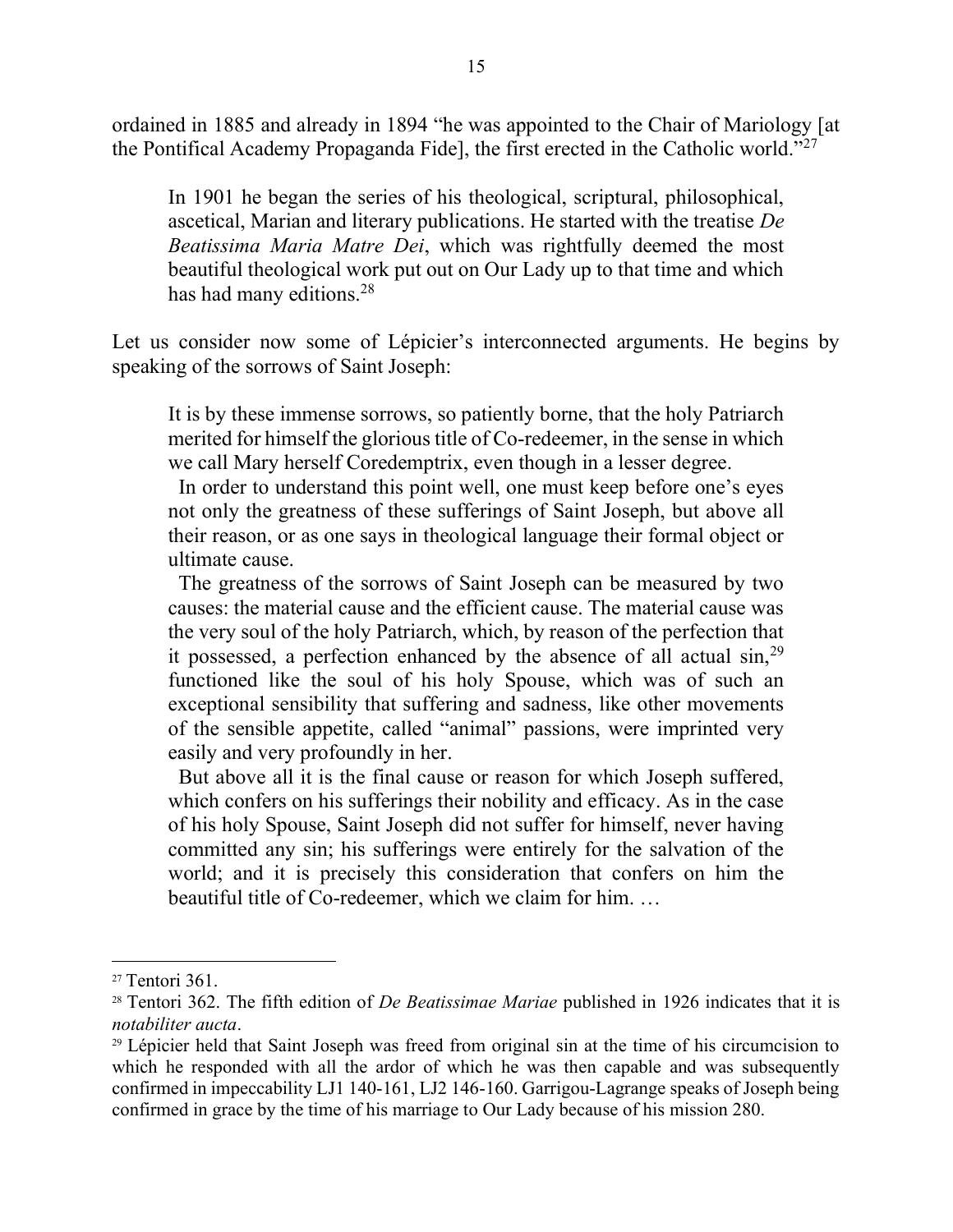ordained in 1885 and already in 1894 "he was appointed to the Chair of Mariology [at the Pontifical Academy Propaganda Fide], the first erected in the Catholic world."[27]

> In 1901 he began the series of his theological, scriptural, philosophical, ascetical, Marian and literary publications. He started with the treatise *De Beatissima Maria Matre Dei*, which was rightfully deemed the most beautiful theological work put out on Our Lady up to that time and which has had many editions.[28]

Let us consider now some of Lépicier's interconnected arguments. He begins by speaking of the sorrows of Saint Joseph:

> It is by these immense sorrows, so patiently borne, that the holy Patriarch merited for himself the glorious title of Co-redeemer, in the sense in which we call Mary herself Coredemptrix, even though in a lesser degree.
>
> In order to understand this point well, one must keep before one's eyes not only the greatness of these sufferings of Saint Joseph, but above all their reason, or as one says in theological language their formal object or ultimate cause.
>
> The greatness of the sorrows of Saint Joseph can be measured by two causes: the material cause and the efficient cause. The material cause was the very soul of the holy Patriarch, which, by reason of the perfection that it possessed, a perfection enhanced by the absence of all actual sin,[29] functioned like the soul of his holy Spouse, which was of such an exceptional sensibility that suffering and sadness, like other movements of the sensible appetite, called "animal" passions, were imprinted very easily and very profoundly in her.
>
> But above all it is the final cause or reason for which Joseph suffered, which confers on his sufferings their nobility and efficacy. As in the case of his holy Spouse, Saint Joseph did not suffer for himself, never having committed any sin; his sufferings were entirely for the salvation of the world; and it is precisely this consideration that confers on him the beautiful title of Co-redeemer, which we claim for him. …

---

[27] Tentori 361.

[28] Tentori 362. The fifth edition of *De Beatissimae Mariae* published in 1926 indicates that it is *notabiliter aucta*.

[29] Lépicier held that Saint Joseph was freed from original sin at the time of his circumcision to which he responded with all the ardor of which he was then capable and was subsequently confirmed in impeccability LJ1 140-161, LJ2 146-160. Garrigou-Lagrange speaks of Joseph being confirmed in grace by the time of his marriage to Our Lady because of his mission 280.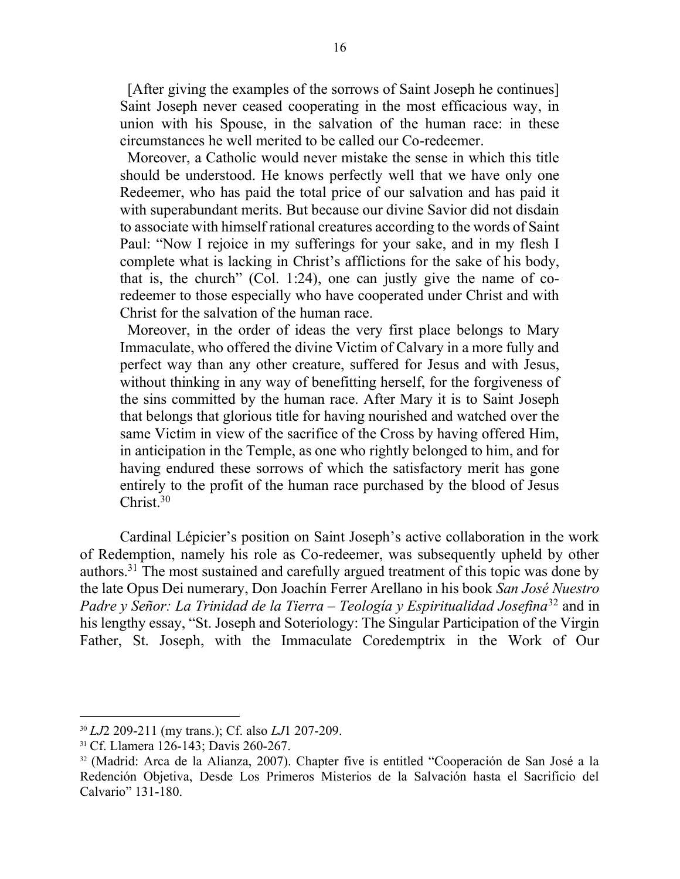> [After giving the examples of the sorrows of Saint Joseph he continues] Saint Joseph never ceased cooperating in the most efficacious way, in union with his Spouse, in the salvation of the human race: in these circumstances he well merited to be called our Co-redeemer.
>
> Moreover, a Catholic would never mistake the sense in which this title should be understood. He knows perfectly well that we have only one Redeemer, who has paid the total price of our salvation and has paid it with superabundant merits. But because our divine Savior did not disdain to associate with himself rational creatures according to the words of Saint Paul: "Now I rejoice in my sufferings for your sake, and in my flesh I complete what is lacking in Christ's afflictions for the sake of his body, that is, the church" (Col. 1:24), one can justly give the name of co-redeemer to those especially who have cooperated under Christ and with Christ for the salvation of the human race.
>
> Moreover, in the order of ideas the very first place belongs to Mary Immaculate, who offered the divine Victim of Calvary in a more fully and perfect way than any other creature, suffered for Jesus and with Jesus, without thinking in any way of benefitting herself, for the forgiveness of the sins committed by the human race. After Mary it is to Saint Joseph that belongs that glorious title for having nourished and watched over the same Victim in view of the sacrifice of the Cross by having offered Him, in anticipation in the Temple, as one who rightly belonged to him, and for having endured these sorrows of which the satisfactory merit has gone entirely to the profit of the human race purchased by the blood of Jesus Christ.[30]

Cardinal Lépicier's position on Saint Joseph's active collaboration in the work of Redemption, namely his role as Co-redeemer, was subsequently upheld by other authors.[31] The most sustained and carefully argued treatment of this topic was done by the late Opus Dei numerary, Don Joachín Ferrer Arellano in his book *San José Nuestro Padre y Señor: La Trinidad de la Tierra – Teología y Espiritualidad Josefina*[32] and in his lengthy essay, "St. Joseph and Soteriology: The Singular Participation of the Virgin Father, St. Joseph, with the Immaculate Coredemptrix in the Work of Our

---

[30] *LJ*2 209-211 (my trans.); Cf. also *LJ*1 207-209.

[31] Cf. Llamera 126-143; Davis 260-267.

[32] (Madrid: Arca de la Alianza, 2007). Chapter five is entitled "Cooperación de San José a la Redención Objetiva, Desde Los Primeros Misterios de la Salvación hasta el Sacrificio del Calvario" 131-180.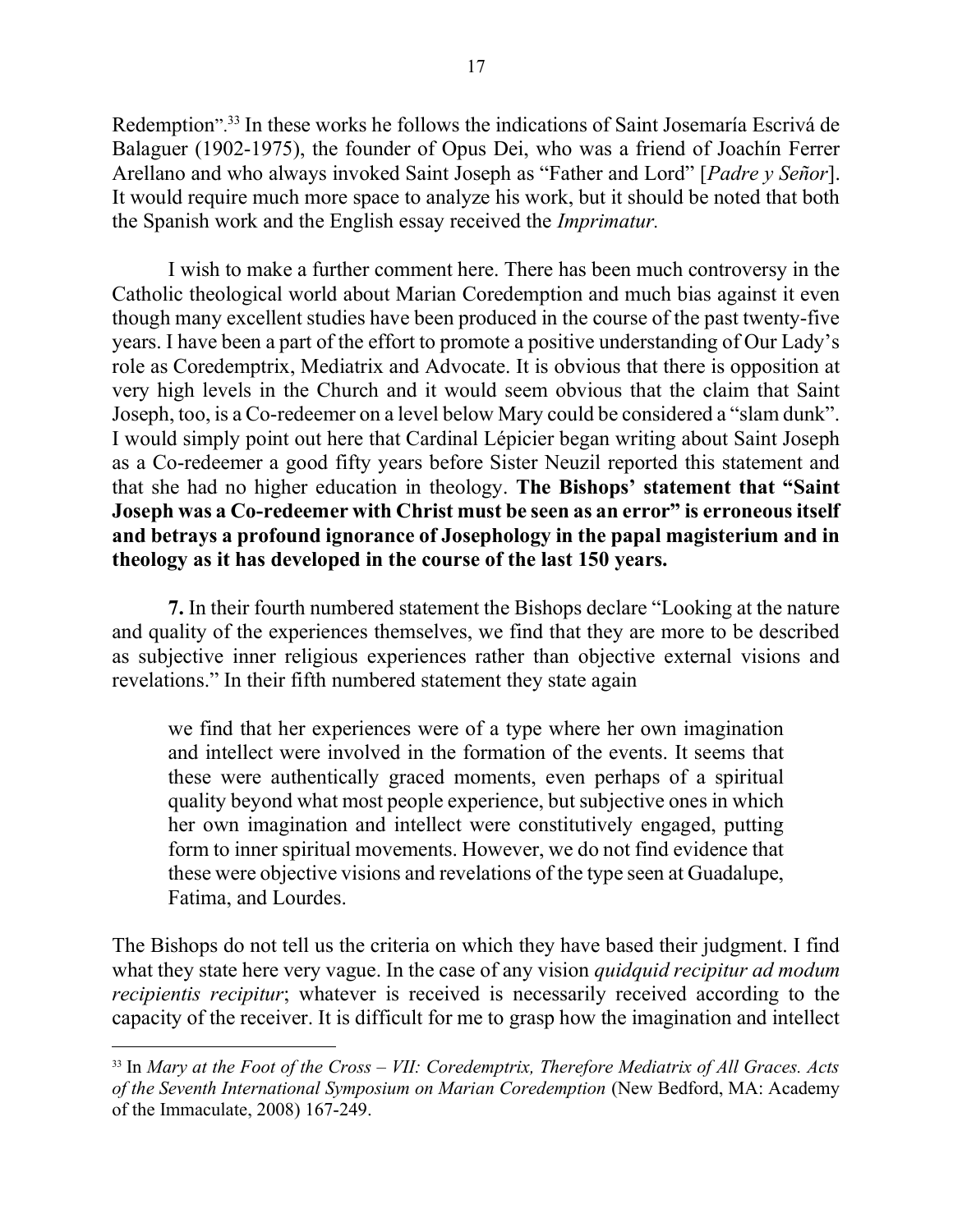Redemption".[33] In these works he follows the indications of Saint Josemaría Escrivá de Balaguer (1902-1975), the founder of Opus Dei, who was a friend of Joachín Ferrer Arellano and who always invoked Saint Joseph as "Father and Lord" [*Padre y Señor*]. It would require much more space to analyze his work, but it should be noted that both the Spanish work and the English essay received the *Imprimatur.*

I wish to make a further comment here. There has been much controversy in the Catholic theological world about Marian Coredemption and much bias against it even though many excellent studies have been produced in the course of the past twenty-five years. I have been a part of the effort to promote a positive understanding of Our Lady's role as Coredemptrix, Mediatrix and Advocate. It is obvious that there is opposition at very high levels in the Church and it would seem obvious that the claim that Saint Joseph, too, is a Co-redeemer on a level below Mary could be considered a "slam dunk". I would simply point out here that Cardinal Lépicier began writing about Saint Joseph as a Co-redeemer a good fifty years before Sister Neuzil reported this statement and that she had no higher education in theology. **The Bishops' statement that "Saint Joseph was a Co-redeemer with Christ must be seen as an error" is erroneous itself and betrays a profound ignorance of Josephology in the papal magisterium and in theology as it has developed in the course of the last 150 years.**

**7.** In their fourth numbered statement the Bishops declare "Looking at the nature and quality of the experiences themselves, we find that they are more to be described as subjective inner religious experiences rather than objective external visions and revelations." In their fifth numbered statement they state again

> we find that her experiences were of a type where her own imagination and intellect were involved in the formation of the events. It seems that these were authentically graced moments, even perhaps of a spiritual quality beyond what most people experience, but subjective ones in which her own imagination and intellect were constitutively engaged, putting form to inner spiritual movements. However, we do not find evidence that these were objective visions and revelations of the type seen at Guadalupe, Fatima, and Lourdes.

The Bishops do not tell us the criteria on which they have based their judgment. I find what they state here very vague. In the case of any vision *quidquid recipitur ad modum recipientis recipitur*; whatever is received is necessarily received according to the capacity of the receiver. It is difficult for me to grasp how the imagination and intellect

---

[33] In *Mary at the Foot of the Cross – VII: Coredemptrix, Therefore Mediatrix of All Graces. Acts of the Seventh International Symposium on Marian Coredemption* (New Bedford, MA: Academy of the Immaculate, 2008) 167-249.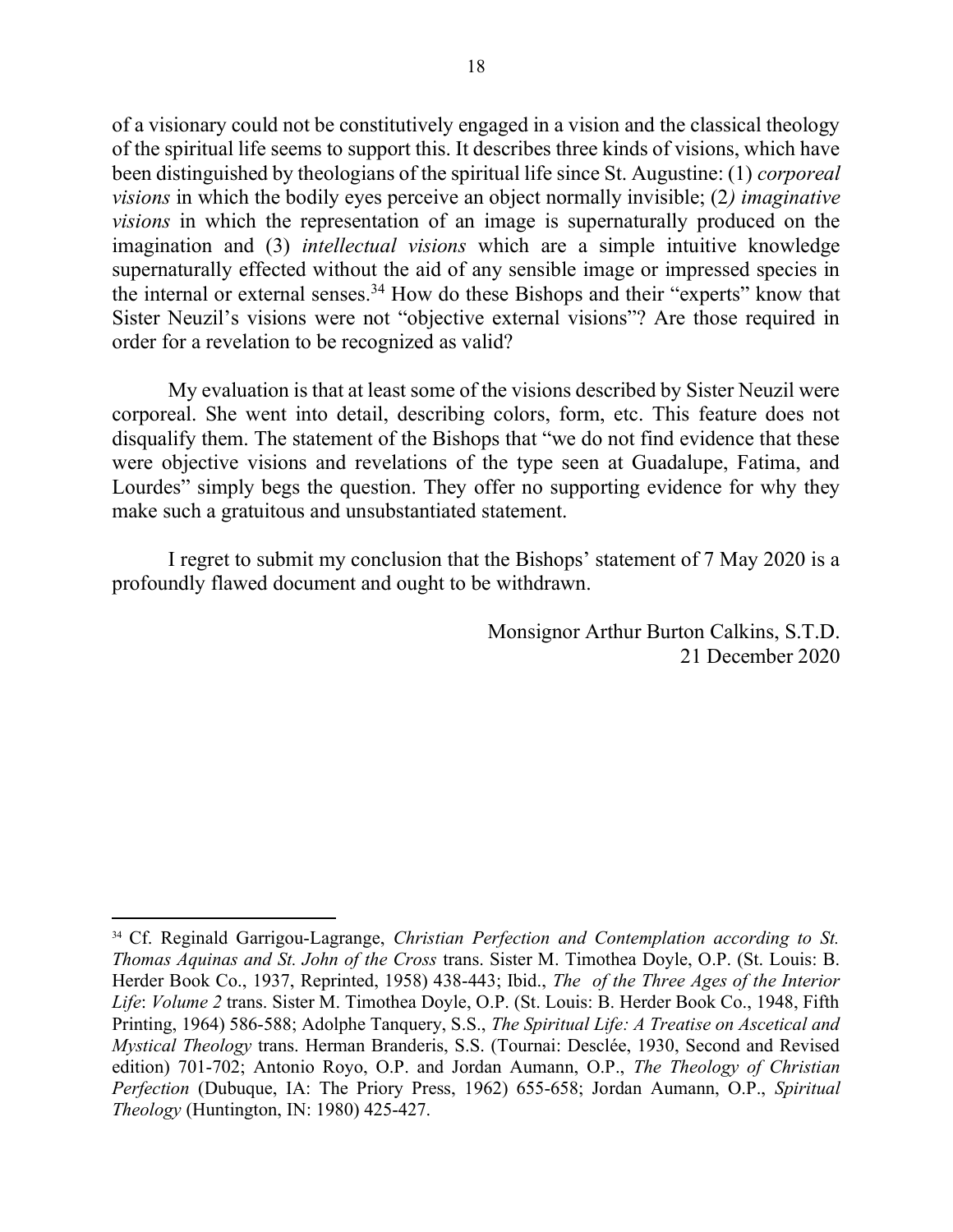of a visionary could not be constitutively engaged in a vision and the classical theology of the spiritual life seems to support this. It describes three kinds of visions, which have been distinguished by theologians of the spiritual life since St. Augustine: (1) *corporeal visions* in which the bodily eyes perceive an object normally invisible; (2*) imaginative visions* in which the representation of an image is supernaturally produced on the imagination and (3) *intellectual visions* which are a simple intuitive knowledge supernaturally effected without the aid of any sensible image or impressed species in the internal or external senses.[34] How do these Bishops and their "experts" know that Sister Neuzil's visions were not "objective external visions"? Are those required in order for a revelation to be recognized as valid?

My evaluation is that at least some of the visions described by Sister Neuzil were corporeal. She went into detail, describing colors, form, etc. This feature does not disqualify them. The statement of the Bishops that "we do not find evidence that these were objective visions and revelations of the type seen at Guadalupe, Fatima, and Lourdes" simply begs the question. They offer no supporting evidence for why they make such a gratuitous and unsubstantiated statement.

I regret to submit my conclusion that the Bishops' statement of 7 May 2020 is a profoundly flawed document and ought to be withdrawn.

Monsignor Arthur Burton Calkins, S.T.D.
21 December 2020

---

[34] Cf. Reginald Garrigou-Lagrange, *Christian Perfection and Contemplation according to St. Thomas Aquinas and St. John of the Cross* trans. Sister M. Timothea Doyle, O.P. (St. Louis: B. Herder Book Co., 1937, Reprinted, 1958) 438-443; Ibid., *The of the Three Ages of the Interior Life*: *Volume 2* trans. Sister M. Timothea Doyle, O.P. (St. Louis: B. Herder Book Co., 1948, Fifth Printing, 1964) 586-588; Adolphe Tanquery, S.S., *The Spiritual Life: A Treatise on Ascetical and Mystical Theology* trans. Herman Branderis, S.S. (Tournai: Desclée, 1930, Second and Revised edition) 701-702; Antonio Royo, O.P. and Jordan Aumann, O.P., *The Theology of Christian Perfection* (Dubuque, IA: The Priory Press, 1962) 655-658; Jordan Aumann, O.P., *Spiritual Theology* (Huntington, IN: 1980) 425-427.